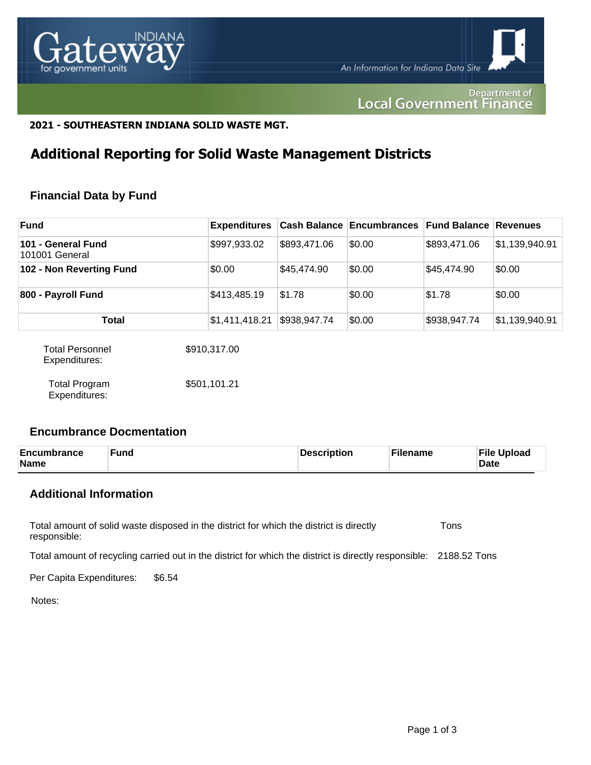**2021 - SOUTHEASTERN INDIANA SOLID WASTE MGT.**

# Additional Reporting for Solid Waste Management Districts

## Financial Data by Fund

| Fund | Expenditures | Cash Balance | Encumbrances | Fund Balance | Revenues |
|---|---|---|---|---|---|
| **101 - General Fund** 101001 General | $997,933.02 | $893,471.06 | $0.00 | $893,471.06 | $1,139,940.91 |
| **102 - Non Reverting Fund** | $0.00 | $45,474.90 | $0.00 | $45,474.90 | $0.00 |
| **800 - Payroll Fund** | $413,485.19 | $1.78 | $0.00 | $1.78 | $0.00 |
| **Total** | $1,411,418.21 | $938,947.74 | $0.00 | $938,947.74 | $1,139,940.91 |

Total Personnel Expenditures: $910,317.00

Total Program Expenditures: $501,101.21

## Encumbrance Docmentation

| Encumbrance Name | Fund | Description | Filename | File Upload Date |
|---|---|---|---|---|

## Additional Information

Total amount of solid waste disposed in the district for which the district is directly responsible: Tons

Total amount of recycling carried out in the district for which the district is directly responsible: 2188.52 Tons

Per Capita Expenditures: $6.54

Notes: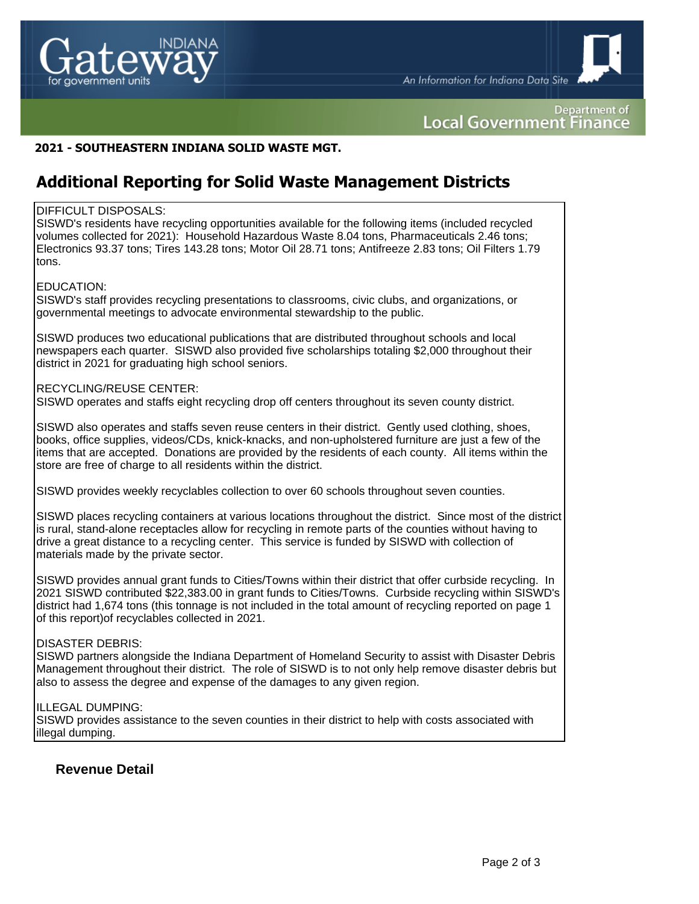**2021 - SOUTHEASTERN INDIANA SOLID WASTE MGT.**

## Additional Reporting for Solid Waste Management Districts

DIFFICULT DISPOSALS:
SISWD's residents have recycling opportunities available for the following items (included recycled volumes collected for 2021): Household Hazardous Waste 8.04 tons, Pharmaceuticals 2.46 tons; Electronics 93.37 tons; Tires 143.28 tons; Motor Oil 28.71 tons; Antifreeze 2.83 tons; Oil Filters 1.79 tons.

EDUCATION:
SISWD's staff provides recycling presentations to classrooms, civic clubs, and organizations, or governmental meetings to advocate environmental stewardship to the public.

SISWD produces two educational publications that are distributed throughout schools and local newspapers each quarter. SISWD also provided five scholarships totaling $2,000 throughout their district in 2021 for graduating high school seniors.

RECYCLING/REUSE CENTER:
SISWD operates and staffs eight recycling drop off centers throughout its seven county district.

SISWD also operates and staffs seven reuse centers in their district. Gently used clothing, shoes, books, office supplies, videos/CDs, knick-knacks, and non-upholstered furniture are just a few of the items that are accepted. Donations are provided by the residents of each county. All items within the store are free of charge to all residents within the district.

SISWD provides weekly recyclables collection to over 60 schools throughout seven counties.

SISWD places recycling containers at various locations throughout the district. Since most of the district is rural, stand-alone receptacles allow for recycling in remote parts of the counties without having to drive a great distance to a recycling center. This service is funded by SISWD with collection of materials made by the private sector.

SISWD provides annual grant funds to Cities/Towns within their district that offer curbside recycling. In 2021 SISWD contributed $22,383.00 in grant funds to Cities/Towns. Curbside recycling within SISWD's district had 1,674 tons (this tonnage is not included in the total amount of recycling reported on page 1 of this report)of recyclables collected in 2021.

DISASTER DEBRIS:
SISWD partners alongside the Indiana Department of Homeland Security to assist with Disaster Debris Management throughout their district. The role of SISWD is to not only help remove disaster debris but also to assess the degree and expense of the damages to any given region.

ILLEGAL DUMPING:
SISWD provides assistance to the seven counties in their district to help with costs associated with illegal dumping.

### Revenue Detail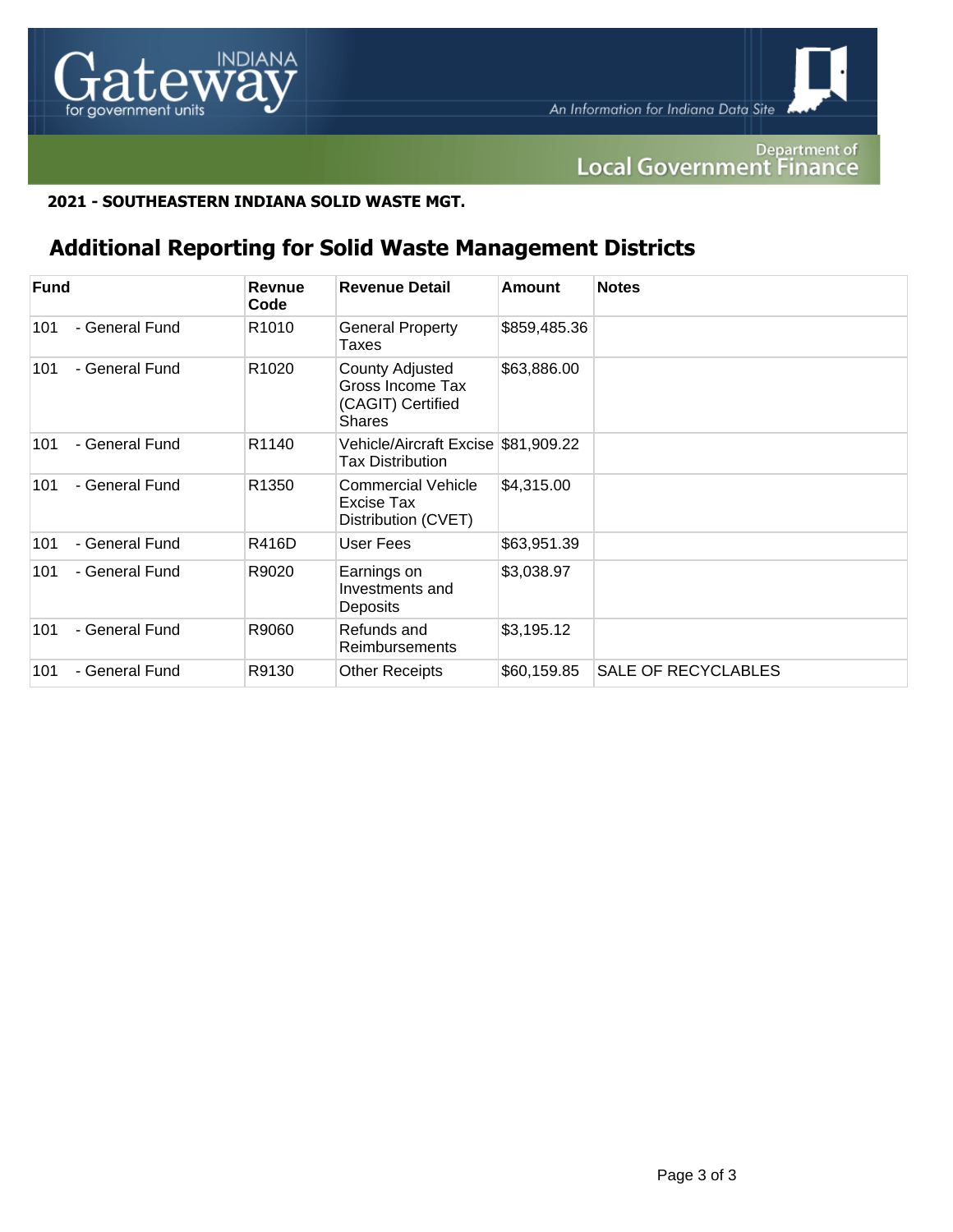**2021 - SOUTHEASTERN INDIANA SOLID WASTE MGT.**

## Additional Reporting for Solid Waste Management Districts

| Fund | Revnue Code | Revenue Detail | Amount | Notes |
|---|---|---|---|---|
| 101 - General Fund | R1010 | General Property Taxes | $859,485.36 | |
| 101 - General Fund | R1020 | County Adjusted Gross Income Tax (CAGIT) Certified Shares | $63,886.00 | |
| 101 - General Fund | R1140 | Vehicle/Aircraft Excise Tax Distribution | $81,909.22 | |
| 101 - General Fund | R1350 | Commercial Vehicle Excise Tax Distribution (CVET) | $4,315.00 | |
| 101 - General Fund | R416D | User Fees | $63,951.39 | |
| 101 - General Fund | R9020 | Earnings on Investments and Deposits | $3,038.97 | |
| 101 - General Fund | R9060 | Refunds and Reimbursements | $3,195.12 | |
| 101 - General Fund | R9130 | Other Receipts | $60,159.85 | SALE OF RECYCLABLES |